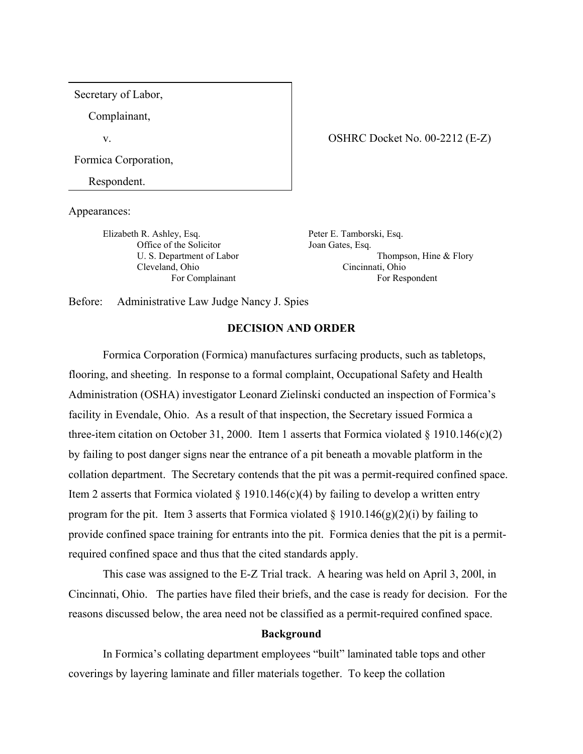| Secretary of Labor, |
|---|
| Complainant, |
| v. |
| Formica Corporation, |
| Respondent. |

OSHRC Docket No. 00-2212 (E-Z)

Appearances:

Elizabeth R. Ashley, Esq.
Office of the Solicitor
U. S. Department of Labor
Cleveland, Ohio
For Complainant

Peter E. Tamborski, Esq.
Joan Gates, Esq.
Thompson, Hine & Flory
Cincinnati, Ohio
For Respondent

Before: Administrative Law Judge Nancy J. Spies

## DECISION AND ORDER

Formica Corporation (Formica) manufactures surfacing products, such as tabletops, flooring, and sheeting. In response to a formal complaint, Occupational Safety and Health Administration (OSHA) investigator Leonard Zielinski conducted an inspection of Formica's facility in Evendale, Ohio. As a result of that inspection, the Secretary issued Formica a three-item citation on October 31, 2000. Item 1 asserts that Formica violated § 1910.146(c)(2) by failing to post danger signs near the entrance of a pit beneath a movable platform in the collation department. The Secretary contends that the pit was a permit-required confined space. Item 2 asserts that Formica violated § 1910.146(c)(4) by failing to develop a written entry program for the pit. Item 3 asserts that Formica violated § 1910.146(g)(2)(i) by failing to provide confined space training for entrants into the pit. Formica denies that the pit is a permit-required confined space and thus that the cited standards apply.

This case was assigned to the E-Z Trial track. A hearing was held on April 3, 200l, in Cincinnati, Ohio. The parties have filed their briefs, and the case is ready for decision. For the reasons discussed below, the area need not be classified as a permit-required confined space.

### Background

In Formica's collating department employees "built" laminated table tops and other coverings by layering laminate and filler materials together. To keep the collation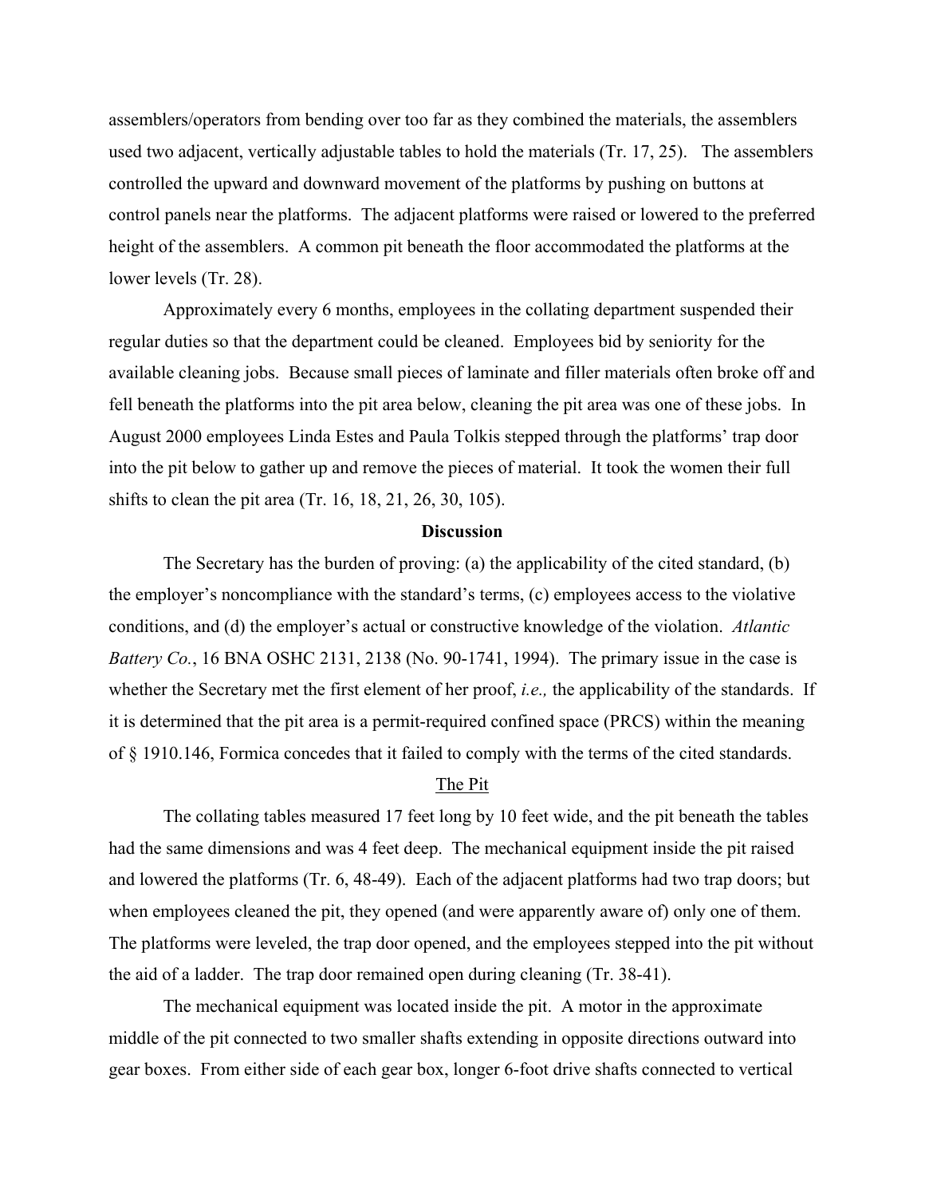assemblers/operators from bending over too far as they combined the materials, the assemblers used two adjacent, vertically adjustable tables to hold the materials (Tr. 17, 25). The assemblers controlled the upward and downward movement of the platforms by pushing on buttons at control panels near the platforms. The adjacent platforms were raised or lowered to the preferred height of the assemblers. A common pit beneath the floor accommodated the platforms at the lower levels (Tr. 28).

Approximately every 6 months, employees in the collating department suspended their regular duties so that the department could be cleaned. Employees bid by seniority for the available cleaning jobs. Because small pieces of laminate and filler materials often broke off and fell beneath the platforms into the pit area below, cleaning the pit area was one of these jobs. In August 2000 employees Linda Estes and Paula Tolkis stepped through the platforms' trap door into the pit below to gather up and remove the pieces of material. It took the women their full shifts to clean the pit area (Tr. 16, 18, 21, 26, 30, 105).

**Discussion**

The Secretary has the burden of proving: (a) the applicability of the cited standard, (b) the employer's noncompliance with the standard's terms, (c) employees access to the violative conditions, and (d) the employer's actual or constructive knowledge of the violation. *Atlantic Battery Co.*, 16 BNA OSHC 2131, 2138 (No. 90-1741, 1994). The primary issue in the case is whether the Secretary met the first element of her proof, *i.e.,* the applicability of the standards. If it is determined that the pit area is a permit-required confined space (PRCS) within the meaning of § 1910.146, Formica concedes that it failed to comply with the terms of the cited standards.

The Pit

The collating tables measured 17 feet long by 10 feet wide, and the pit beneath the tables had the same dimensions and was 4 feet deep. The mechanical equipment inside the pit raised and lowered the platforms (Tr. 6, 48-49). Each of the adjacent platforms had two trap doors; but when employees cleaned the pit, they opened (and were apparently aware of) only one of them. The platforms were leveled, the trap door opened, and the employees stepped into the pit without the aid of a ladder. The trap door remained open during cleaning (Tr. 38-41).

The mechanical equipment was located inside the pit. A motor in the approximate middle of the pit connected to two smaller shafts extending in opposite directions outward into gear boxes. From either side of each gear box, longer 6-foot drive shafts connected to vertical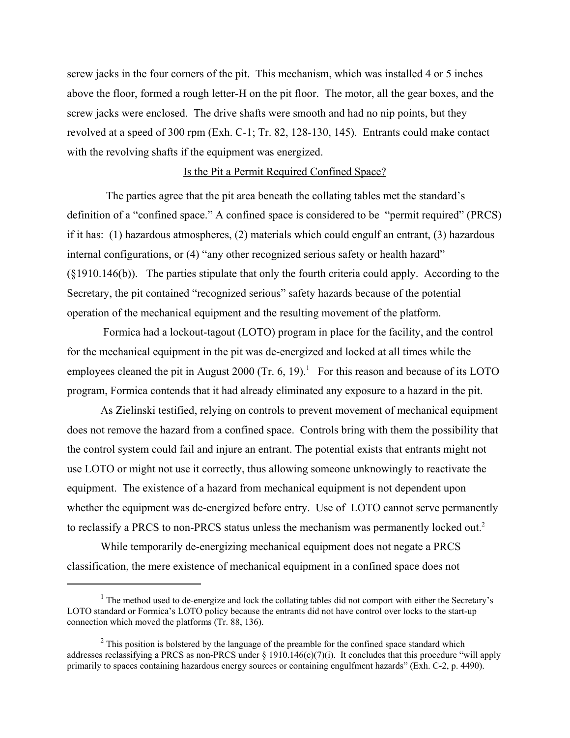screw jacks in the four corners of the pit. This mechanism, which was installed 4 or 5 inches above the floor, formed a rough letter-H on the pit floor. The motor, all the gear boxes, and the screw jacks were enclosed. The drive shafts were smooth and had no nip points, but they revolved at a speed of 300 rpm (Exh. C-1; Tr. 82, 128-130, 145). Entrants could make contact with the revolving shafts if the equipment was energized.

## Is the Pit a Permit Required Confined Space?

The parties agree that the pit area beneath the collating tables met the standard's definition of a "confined space." A confined space is considered to be "permit required" (PRCS) if it has: (1) hazardous atmospheres, (2) materials which could engulf an entrant, (3) hazardous internal configurations, or (4) "any other recognized serious safety or health hazard" (§1910.146(b)). The parties stipulate that only the fourth criteria could apply. According to the Secretary, the pit contained "recognized serious" safety hazards because of the potential operation of the mechanical equipment and the resulting movement of the platform.

Formica had a lockout-tagout (LOTO) program in place for the facility, and the control for the mechanical equipment in the pit was de-energized and locked at all times while the employees cleaned the pit in August 2000 (Tr. 6, 19).[1] For this reason and because of its LOTO program, Formica contends that it had already eliminated any exposure to a hazard in the pit.

As Zielinski testified, relying on controls to prevent movement of mechanical equipment does not remove the hazard from a confined space. Controls bring with them the possibility that the control system could fail and injure an entrant. The potential exists that entrants might not use LOTO or might not use it correctly, thus allowing someone unknowingly to reactivate the equipment. The existence of a hazard from mechanical equipment is not dependent upon whether the equipment was de-energized before entry. Use of LOTO cannot serve permanently to reclassify a PRCS to non-PRCS status unless the mechanism was permanently locked out.[2]

While temporarily de-energizing mechanical equipment does not negate a PRCS classification, the mere existence of mechanical equipment in a confined space does not

---

[1] The method used to de-energize and lock the collating tables did not comport with either the Secretary's LOTO standard or Formica's LOTO policy because the entrants did not have control over locks to the start-up connection which moved the platforms (Tr. 88, 136).

[2] This position is bolstered by the language of the preamble for the confined space standard which addresses reclassifying a PRCS as non-PRCS under § 1910.146(c)(7)(i). It concludes that this procedure "will apply primarily to spaces containing hazardous energy sources or containing engulfment hazards" (Exh. C-2, p. 4490).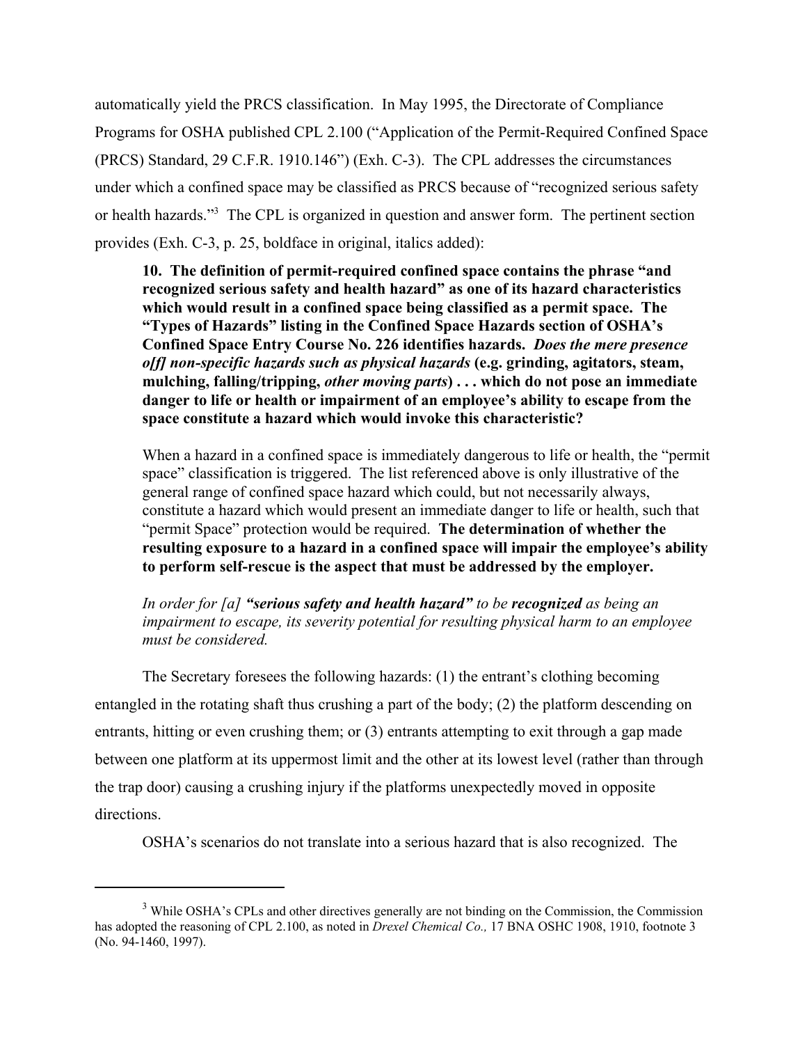automatically yield the PRCS classification. In May 1995, the Directorate of Compliance Programs for OSHA published CPL 2.100 ("Application of the Permit-Required Confined Space (PRCS) Standard, 29 C.F.R. 1910.146") (Exh. C-3). The CPL addresses the circumstances under which a confined space may be classified as PRCS because of "recognized serious safety or health hazards."[3] The CPL is organized in question and answer form. The pertinent section provides (Exh. C-3, p. 25, boldface in original, italics added):

> **10. The definition of permit-required confined space contains the phrase "and recognized serious safety and health hazard" as one of its hazard characteristics which would result in a confined space being classified as a permit space. The "Types of Hazards" listing in the Confined Space Hazards section of OSHA's Confined Space Entry Course No. 226 identifies hazards.** ***Does the mere presence o[f] non-specific hazards such as physical hazards*** **(e.g. grinding, agitators, steam, mulching, falling/tripping,** ***other moving parts*****) . . . which do not pose an immediate danger to life or health or impairment of an employee's ability to escape from the space constitute a hazard which would invoke this characteristic?**
>
> When a hazard in a confined space is immediately dangerous to life or health, the "permit space" classification is triggered. The list referenced above is only illustrative of the general range of confined space hazard which could, but not necessarily always, constitute a hazard which would present an immediate danger to life or health, such that "permit Space" protection would be required. **The determination of whether the resulting exposure to a hazard in a confined space will impair the employee's ability to perform self-rescue is the aspect that must be addressed by the employer.**
>
> *In order for [a]* ***"serious safety and health hazard"*** *to be* ***recognized*** *as being an impairment to escape, its severity potential for resulting physical harm to an employee must be considered.*

The Secretary foresees the following hazards: (1) the entrant's clothing becoming entangled in the rotating shaft thus crushing a part of the body; (2) the platform descending on entrants, hitting or even crushing them; or (3) entrants attempting to exit through a gap made between one platform at its uppermost limit and the other at its lowest level (rather than through the trap door) causing a crushing injury if the platforms unexpectedly moved in opposite directions.

OSHA's scenarios do not translate into a serious hazard that is also recognized. The

---

[3] While OSHA's CPLs and other directives generally are not binding on the Commission, the Commission has adopted the reasoning of CPL 2.100, as noted in *Drexel Chemical Co.,* 17 BNA OSHC 1908, 1910, footnote 3 (No. 94-1460, 1997).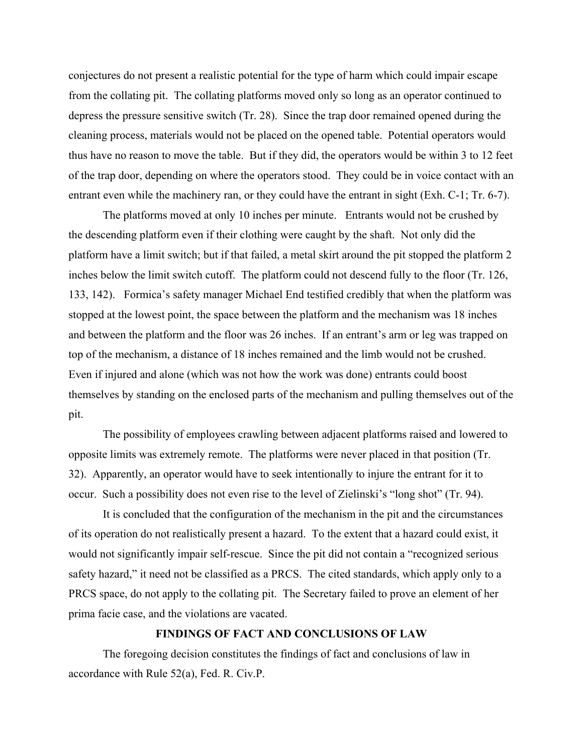conjectures do not present a realistic potential for the type of harm which could impair escape from the collating pit. The collating platforms moved only so long as an operator continued to depress the pressure sensitive switch (Tr. 28). Since the trap door remained opened during the cleaning process, materials would not be placed on the opened table. Potential operators would thus have no reason to move the table. But if they did, the operators would be within 3 to 12 feet of the trap door, depending on where the operators stood. They could be in voice contact with an entrant even while the machinery ran, or they could have the entrant in sight (Exh. C-1; Tr. 6-7).

The platforms moved at only 10 inches per minute. Entrants would not be crushed by the descending platform even if their clothing were caught by the shaft. Not only did the platform have a limit switch; but if that failed, a metal skirt around the pit stopped the platform 2 inches below the limit switch cutoff. The platform could not descend fully to the floor (Tr. 126, 133, 142). Formica's safety manager Michael End testified credibly that when the platform was stopped at the lowest point, the space between the platform and the mechanism was 18 inches and between the platform and the floor was 26 inches. If an entrant's arm or leg was trapped on top of the mechanism, a distance of 18 inches remained and the limb would not be crushed. Even if injured and alone (which was not how the work was done) entrants could boost themselves by standing on the enclosed parts of the mechanism and pulling themselves out of the pit.

The possibility of employees crawling between adjacent platforms raised and lowered to opposite limits was extremely remote. The platforms were never placed in that position (Tr. 32). Apparently, an operator would have to seek intentionally to injure the entrant for it to occur. Such a possibility does not even rise to the level of Zielinski's "long shot" (Tr. 94).

It is concluded that the configuration of the mechanism in the pit and the circumstances of its operation do not realistically present a hazard. To the extent that a hazard could exist, it would not significantly impair self-rescue. Since the pit did not contain a "recognized serious safety hazard," it need not be classified as a PRCS. The cited standards, which apply only to a PRCS space, do not apply to the collating pit. The Secretary failed to prove an element of her prima facie case, and the violations are vacated.

## FINDINGS OF FACT AND CONCLUSIONS OF LAW

The foregoing decision constitutes the findings of fact and conclusions of law in accordance with Rule 52(a), Fed. R. Civ.P.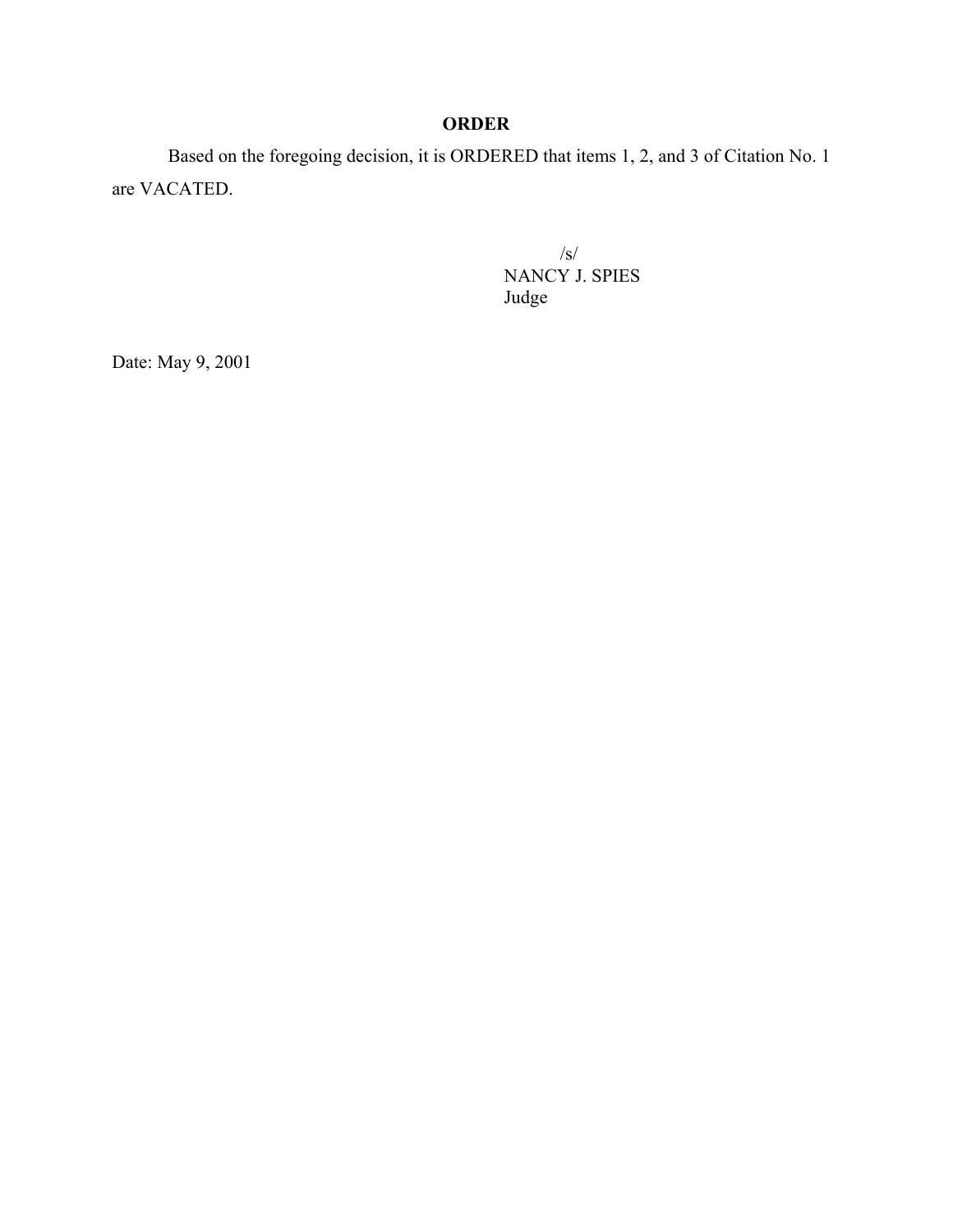## ORDER

Based on the foregoing decision, it is ORDERED that items 1, 2, and 3 of Citation No. 1 are VACATED.

/s/
NANCY J. SPIES
Judge

Date: May 9, 2001